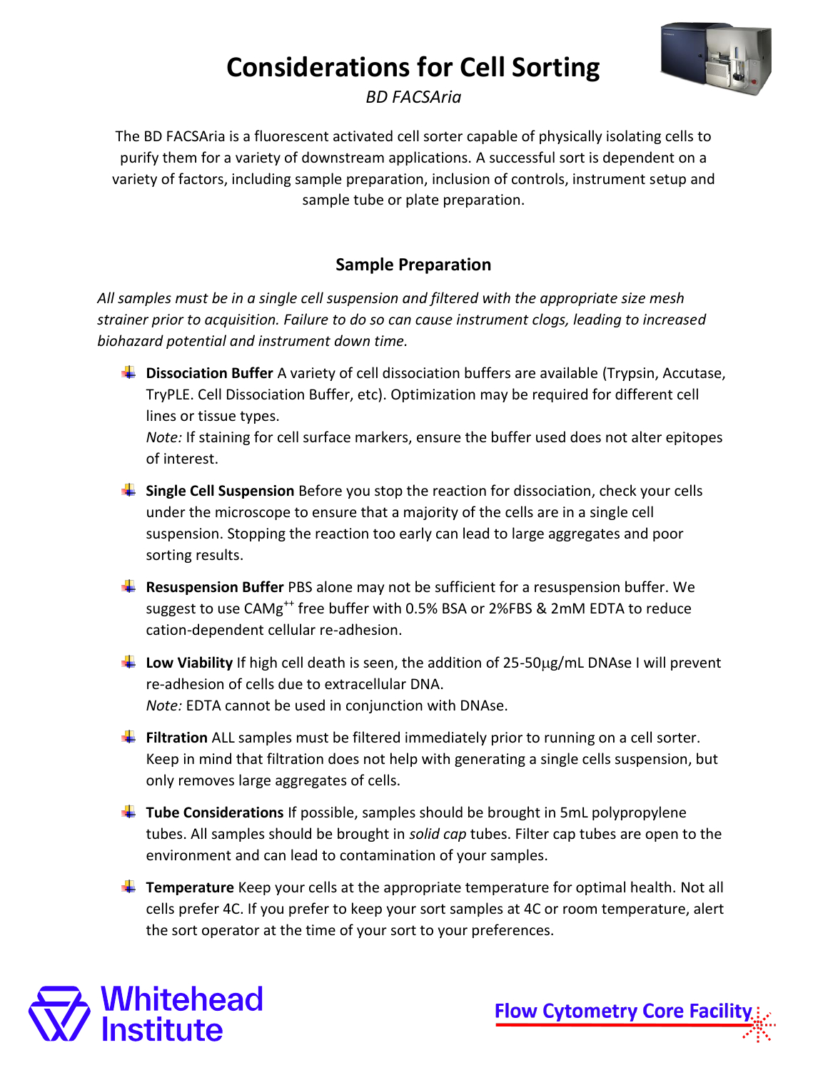# Considerations for Cell Sorting

*BD FACSAria*

The BD FACSAria is a fluorescent activated cell sorter capable of physically isolating cells to purify them for a variety of downstream applications. A successful sort is dependent on a variety of factors, including sample preparation, inclusion of controls, instrument setup and sample tube or plate preparation.

## Sample Preparation

*All samples must be in a single cell suspension and filtered with the appropriate size mesh strainer prior to acquisition. Failure to do so can cause instrument clogs, leading to increased biohazard potential and instrument down time.*

- **Dissociation Buffer** A variety of cell dissociation buffers are available (Trypsin, Accutase, TryPLE. Cell Dissociation Buffer, etc). Optimization may be required for different cell lines or tissue types.
  *Note:* If staining for cell surface markers, ensure the buffer used does not alter epitopes of interest.
- **Single Cell Suspension** Before you stop the reaction for dissociation, check your cells under the microscope to ensure that a majority of the cells are in a single cell suspension. Stopping the reaction too early can lead to large aggregates and poor sorting results.
- **Resuspension Buffer** PBS alone may not be sufficient for a resuspension buffer. We suggest to use $CAMg^{++}$ free buffer with 0.5% BSA or 2%FBS & 2mM EDTA to reduce cation-dependent cellular re-adhesion.
- **Low Viability** If high cell death is seen, the addition of 25-50μg/mL DNAse I will prevent re-adhesion of cells due to extracellular DNA.
  *Note:* EDTA cannot be used in conjunction with DNAse.
- **Filtration** ALL samples must be filtered immediately prior to running on a cell sorter. Keep in mind that filtration does not help with generating a single cells suspension, but only removes large aggregates of cells.
- **Tube Considerations** If possible, samples should be brought in 5mL polypropylene tubes. All samples should be brought in *solid cap* tubes. Filter cap tubes are open to the environment and can lead to contamination of your samples.
- **Temperature** Keep your cells at the appropriate temperature for optimal health. Not all cells prefer 4C. If you prefer to keep your sort samples at 4C or room temperature, alert the sort operator at the time of your sort to your preferences.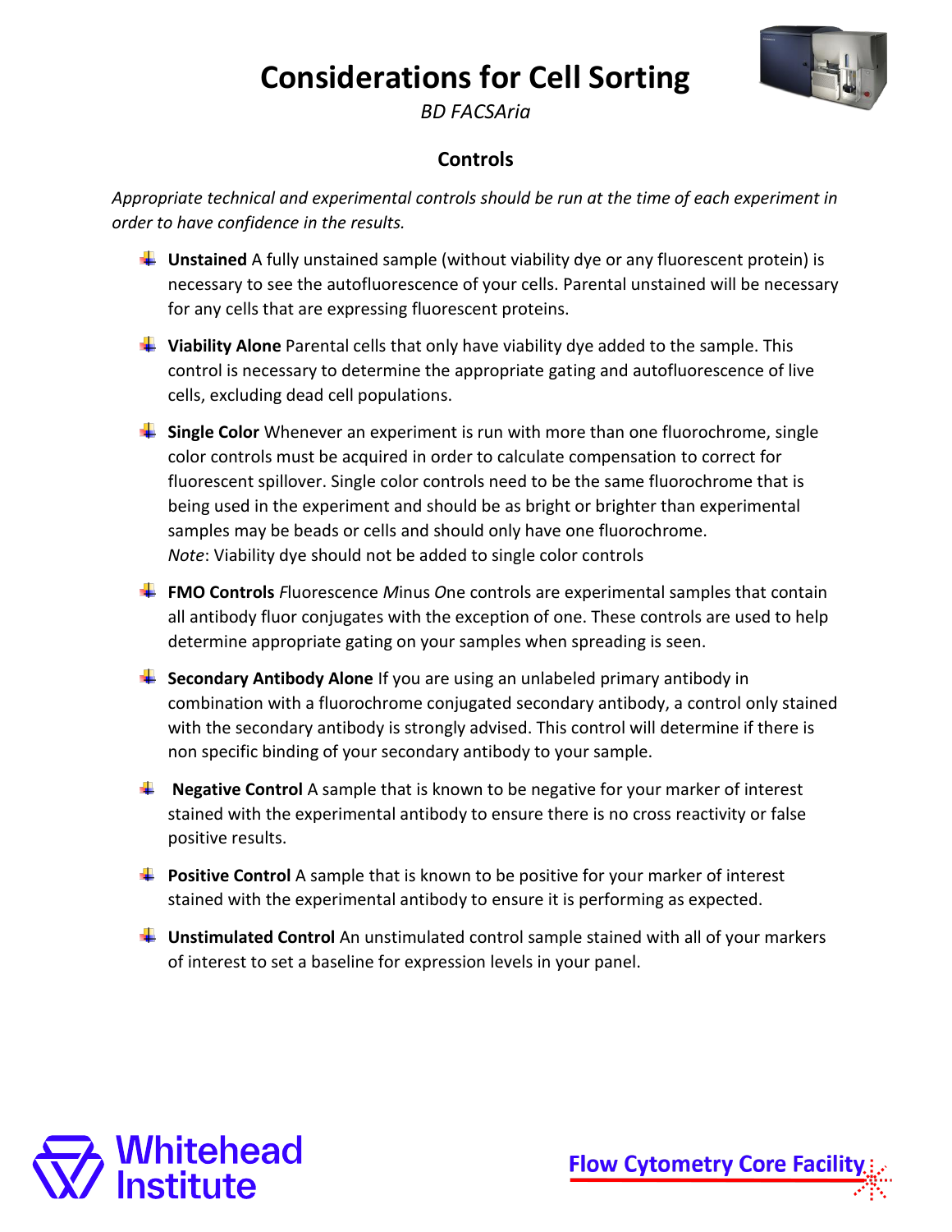# Considerations for Cell Sorting

*BD FACSAria*

## Controls

*Appropriate technical and experimental controls should be run at the time of each experiment in order to have confidence in the results.*

- **Unstained** A fully unstained sample (without viability dye or any fluorescent protein) is necessary to see the autofluorescence of your cells. Parental unstained will be necessary for any cells that are expressing fluorescent proteins.
- **Viability Alone** Parental cells that only have viability dye added to the sample. This control is necessary to determine the appropriate gating and autofluorescence of live cells, excluding dead cell populations.
- **Single Color** Whenever an experiment is run with more than one fluorochrome, single color controls must be acquired in order to calculate compensation to correct for fluorescent spillover. Single color controls need to be the same fluorochrome that is being used in the experiment and should be as bright or brighter than experimental samples may be beads or cells and should only have one fluorochrome.
  *Note*: Viability dye should not be added to single color controls
- **FMO Controls** *F*luorescence *M*inus *O*ne controls are experimental samples that contain all antibody fluor conjugates with the exception of one. These controls are used to help determine appropriate gating on your samples when spreading is seen.
- **Secondary Antibody Alone** If you are using an unlabeled primary antibody in combination with a fluorochrome conjugated secondary antibody, a control only stained with the secondary antibody is strongly advised. This control will determine if there is non specific binding of your secondary antibody to your sample.
- **Negative Control** A sample that is known to be negative for your marker of interest stained with the experimental antibody to ensure there is no cross reactivity or false positive results.
- **Positive Control** A sample that is known to be positive for your marker of interest stained with the experimental antibody to ensure it is performing as expected.
- **Unstimulated Control** An unstimulated control sample stained with all of your markers of interest to set a baseline for expression levels in your panel.

Whitehead Institute

Flow Cytometry Core Facility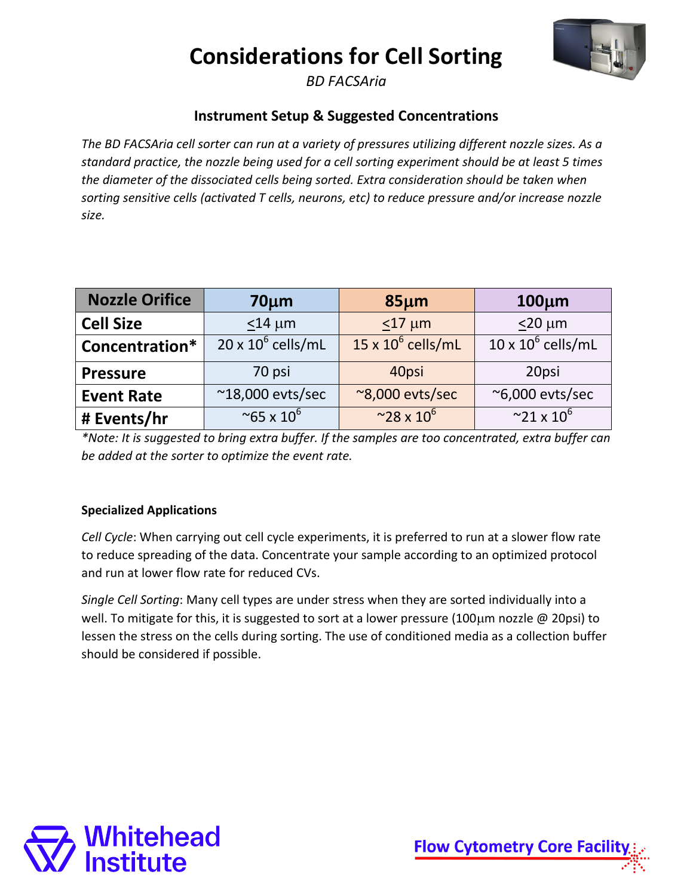# Considerations for Cell Sorting

*BD FACSAria*

## Instrument Setup & Suggested Concentrations

*The BD FACSAria cell sorter can run at a variety of pressures utilizing different nozzle sizes. As a standard practice, the nozzle being used for a cell sorting experiment should be at least 5 times the diameter of the dissociated cells being sorted. Extra consideration should be taken when sorting sensitive cells (activated T cells, neurons, etc) to reduce pressure and/or increase nozzle size.*

| Nozzle Orifice | 70µm | 85µm | 100µm |
|---|---|---|---|
| Cell Size | $\leq$14 µm | $\leq$17 µm | $\leq$20 µm |
| Concentration* | 20 x $10^6$ cells/mL | 15 x $10^6$ cells/mL | 10 x $10^6$ cells/mL |
| Pressure | 70 psi | 40psi | 20psi |
| Event Rate | ~18,000 evts/sec | ~8,000 evts/sec | ~6,000 evts/sec |
| # Events/hr | ~65 x $10^6$ | ~28 x $10^6$ | ~21 x $10^6$ |

*\*Note: It is suggested to bring extra buffer. If the samples are too concentrated, extra buffer can be added at the sorter to optimize the event rate.*

**Specialized Applications**

*Cell Cycle*: When carrying out cell cycle experiments, it is preferred to run at a slower flow rate to reduce spreading of the data. Concentrate your sample according to an optimized protocol and run at lower flow rate for reduced CVs.

*Single Cell Sorting*: Many cell types are under stress when they are sorted individually into a well. To mitigate for this, it is suggested to sort at a lower pressure (100µm nozzle @ 20psi) to lessen the stress on the cells during sorting. The use of conditioned media as a collection buffer should be considered if possible.

Whitehead Institute

Flow Cytometry Core Facility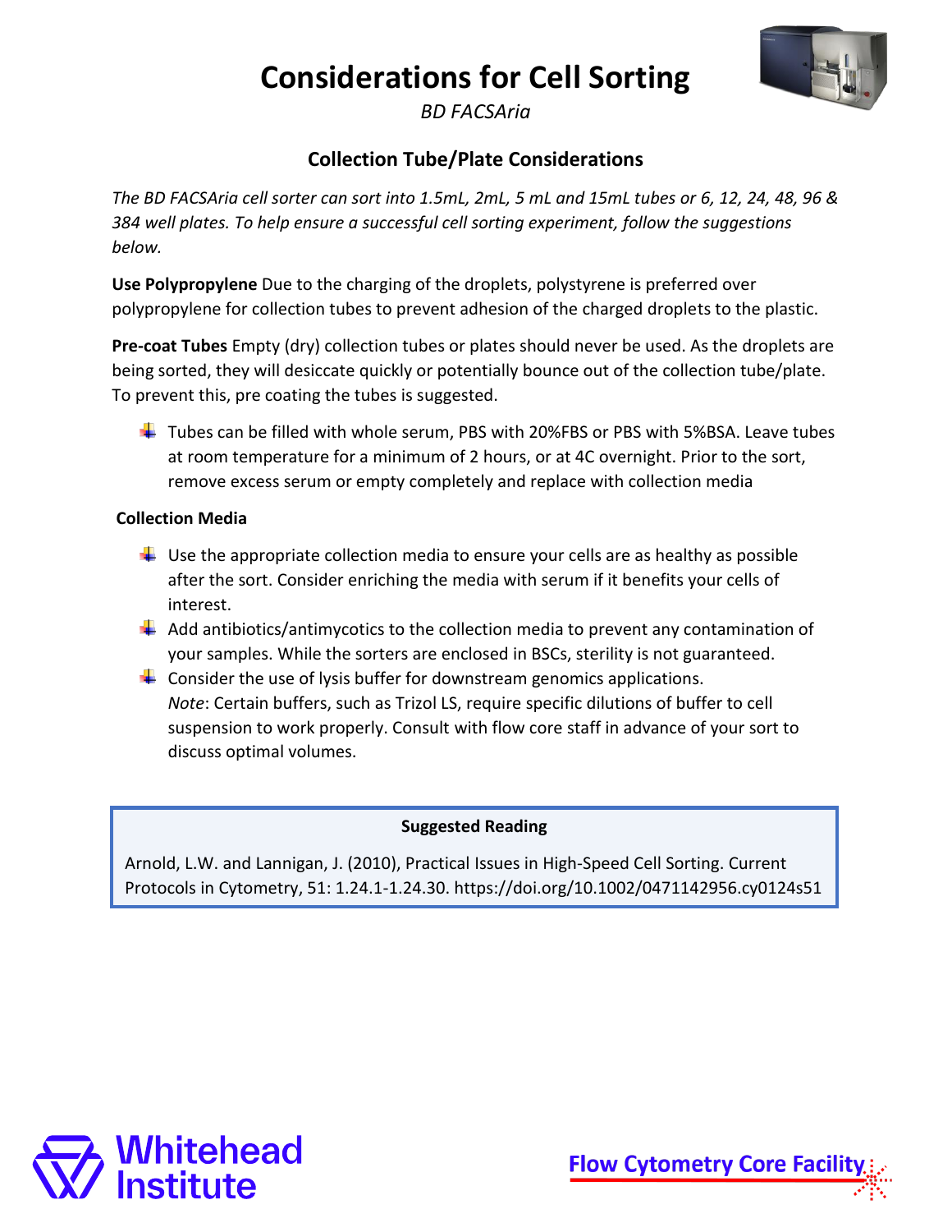# Considerations for Cell Sorting

*BD FACSAria*

### Collection Tube/Plate Considerations

*The BD FACSAria cell sorter can sort into 1.5mL, 2mL, 5 mL and 15mL tubes or 6, 12, 24, 48, 96 & 384 well plates. To help ensure a successful cell sorting experiment, follow the suggestions below.*

**Use Polypropylene** Due to the charging of the droplets, polystyrene is preferred over polypropylene for collection tubes to prevent adhesion of the charged droplets to the plastic.

**Pre-coat Tubes** Empty (dry) collection tubes or plates should never be used. As the droplets are being sorted, they will desiccate quickly or potentially bounce out of the collection tube/plate. To prevent this, pre coating the tubes is suggested.

- Tubes can be filled with whole serum, PBS with 20%FBS or PBS with 5%BSA. Leave tubes at room temperature for a minimum of 2 hours, or at 4C overnight. Prior to the sort, remove excess serum or empty completely and replace with collection media

**Collection Media**

- Use the appropriate collection media to ensure your cells are as healthy as possible after the sort. Consider enriching the media with serum if it benefits your cells of interest.
- Add antibiotics/antimycotics to the collection media to prevent any contamination of your samples. While the sorters are enclosed in BSCs, sterility is not guaranteed.
- Consider the use of lysis buffer for downstream genomics applications.
  *Note*: Certain buffers, such as Trizol LS, require specific dilutions of buffer to cell suspension to work properly. Consult with flow core staff in advance of your sort to discuss optimal volumes.

**Suggested Reading**

Arnold, L.W. and Lannigan, J. (2010), Practical Issues in High-Speed Cell Sorting. Current Protocols in Cytometry, 51: 1.24.1-1.24.30. https://doi.org/10.1002/0471142956.cy0124s51

Whitehead Institute

Flow Cytometry Core Facility